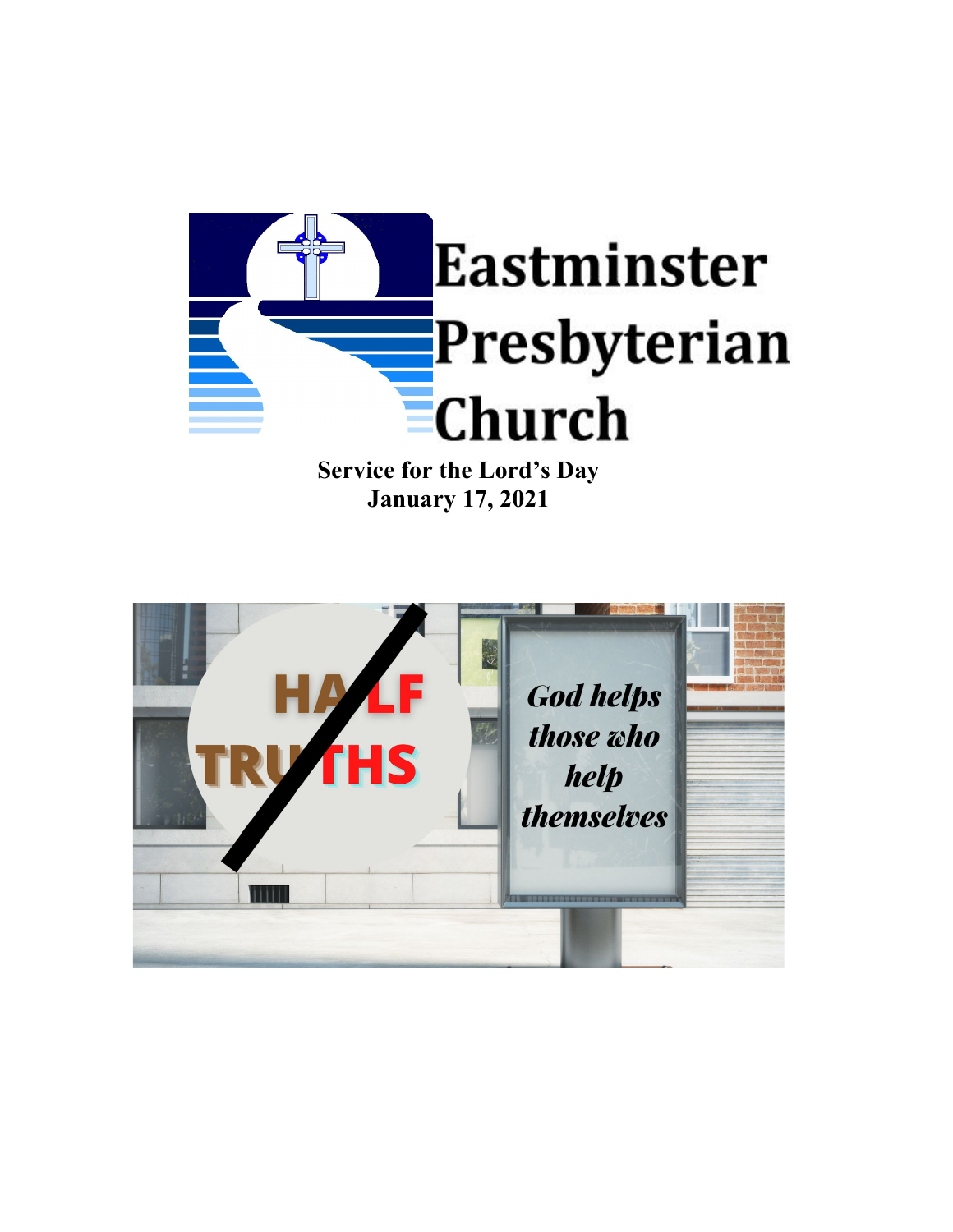# Eastminster Presbyterian Church

**Service for the Lord's Day**
**January 17, 2021**

HALF TRUTHS

*God helps those who help themselves*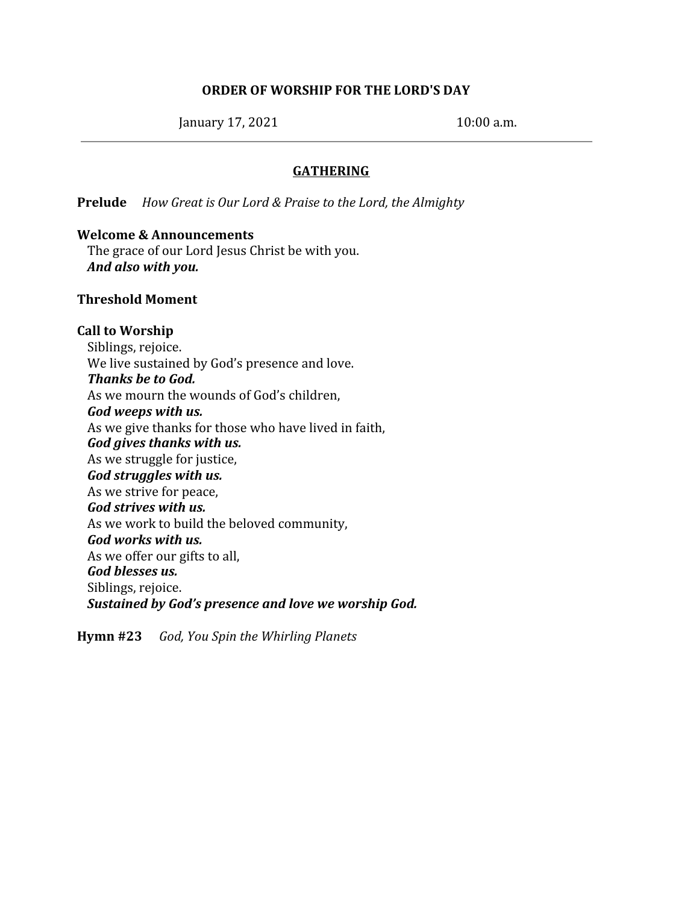**ORDER OF WORSHIP FOR THE LORD'S DAY**

January 17, 2021 10:00 a.m.

---

## GATHERING

**Prelude** *How Great is Our Lord & Praise to the Lord, the Almighty*

**Welcome & Announcements**
The grace of our Lord Jesus Christ be with you.
***And also with you.***

**Threshold Moment**

**Call to Worship**
Siblings, rejoice.
We live sustained by God's presence and love.
***Thanks be to God.***
As we mourn the wounds of God's children,
***God weeps with us.***
As we give thanks for those who have lived in faith,
***God gives thanks with us.***
As we struggle for justice,
***God struggles with us.***
As we strive for peace,
***God strives with us.***
As we work to build the beloved community,
***God works with us.***
As we offer our gifts to all,
***God blesses us.***
Siblings, rejoice.
***Sustained by God's presence and love we worship God.***

**Hymn #23** *God, You Spin the Whirling Planets*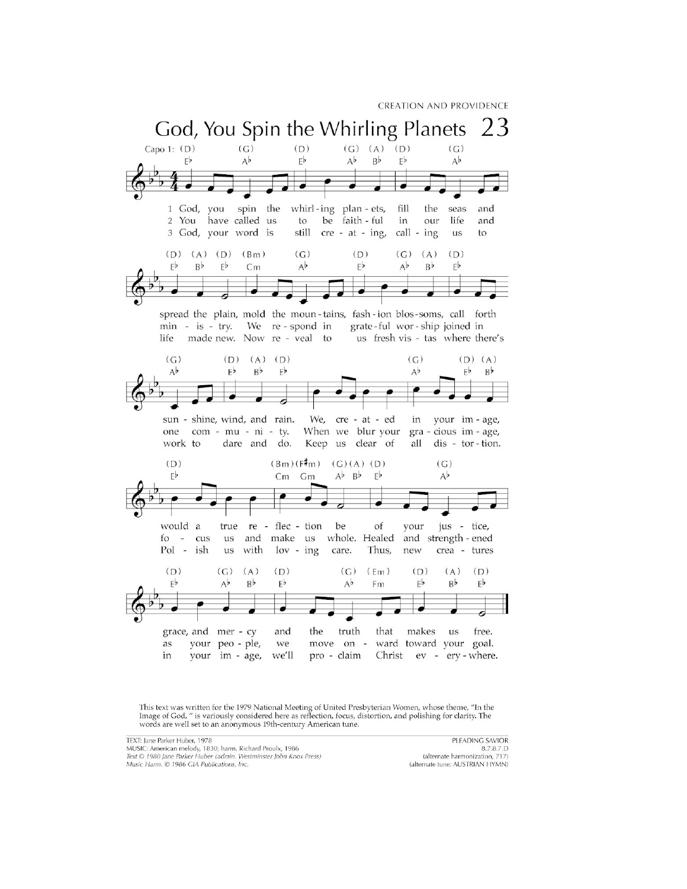CREATION AND PROVIDENCE

# God, You Spin the Whirling Planets 23

1 God, you spin the whirling planets, fill the seas and spread the plain, mold the mountains, fashion blossoms, call forth sunshine, wind, and rain. We, created in your image, would a true reflection be of your justice, grace, and mercy and the truth that makes us free.

2 You have called us to be faithful in our life and ministry. We respond in grateful worship joined in one community. When we blur your gracious image, focus us and make us whole. Healed and strengthened as your people, we move onward toward your goal.

3 God, your word is still creating, calling us to life made new. Now reveal to us fresh vistas where there's work to dare and do. Keep us clear of all distortion. Polish us with loving care. Thus, new creatures in your image, we'll proclaim Christ everywhere.

This text was written for the 1979 National Meeting of United Presbyterian Women, whose theme, "In the Image of God," is variously considered here as reflection, focus, distortion, and polishing for clarity. The words are well set to an anonymous 19th-century American tune.

TEXT: Jane Parker Huber, 1978
MUSIC: American melody, 1830; harm. Richard Proulx, 1986
*Text © 1980 Jane Parker Huber (admin. Westminster John Knox Press)*
*Music Harm. © 1986 GIA Publications, Inc.*

PLEADING SAVIOR
8.7.8.7.D
(alternate harmonization, 717)
(alternate tune: AUSTRIAN HYMN)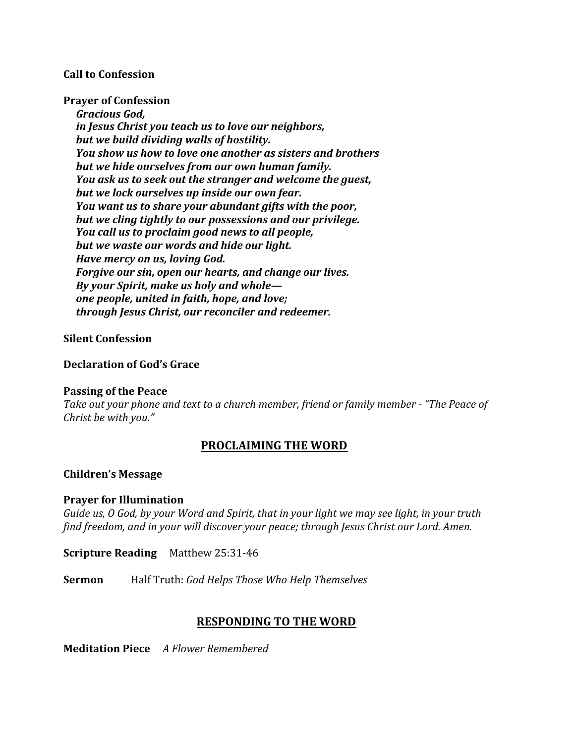**Call to Confession**

**Prayer of Confession**

***Gracious God,***
***in Jesus Christ you teach us to love our neighbors,***
***but we build dividing walls of hostility.***
***You show us how to love one another as sisters and brothers***
***but we hide ourselves from our own human family.***
***You ask us to seek out the stranger and welcome the guest,***
***but we lock ourselves up inside our own fear.***
***You want us to share your abundant gifts with the poor,***
***but we cling tightly to our possessions and our privilege.***
***You call us to proclaim good news to all people,***
***but we waste our words and hide our light.***
***Have mercy on us, loving God.***
***Forgive our sin, open our hearts, and change our lives.***
***By your Spirit, make us holy and whole—***
***one people, united in faith, hope, and love;***
***through Jesus Christ, our reconciler and redeemer.***

**Silent Confession**

**Declaration of God's Grace**

**Passing of the Peace**
*Take out your phone and text to a church member, friend or family member - "The Peace of Christ be with you."*

## PROCLAIMING THE WORD

**Children's Message**

**Prayer for Illumination**
*Guide us, O God, by your Word and Spirit, that in your light we may see light, in your truth find freedom, and in your will discover your peace; through Jesus Christ our Lord. Amen.*

**Scripture Reading** Matthew 25:31-46

**Sermon** Half Truth: *God Helps Those Who Help Themselves*

## RESPONDING TO THE WORD

**Meditation Piece** *A Flower Remembered*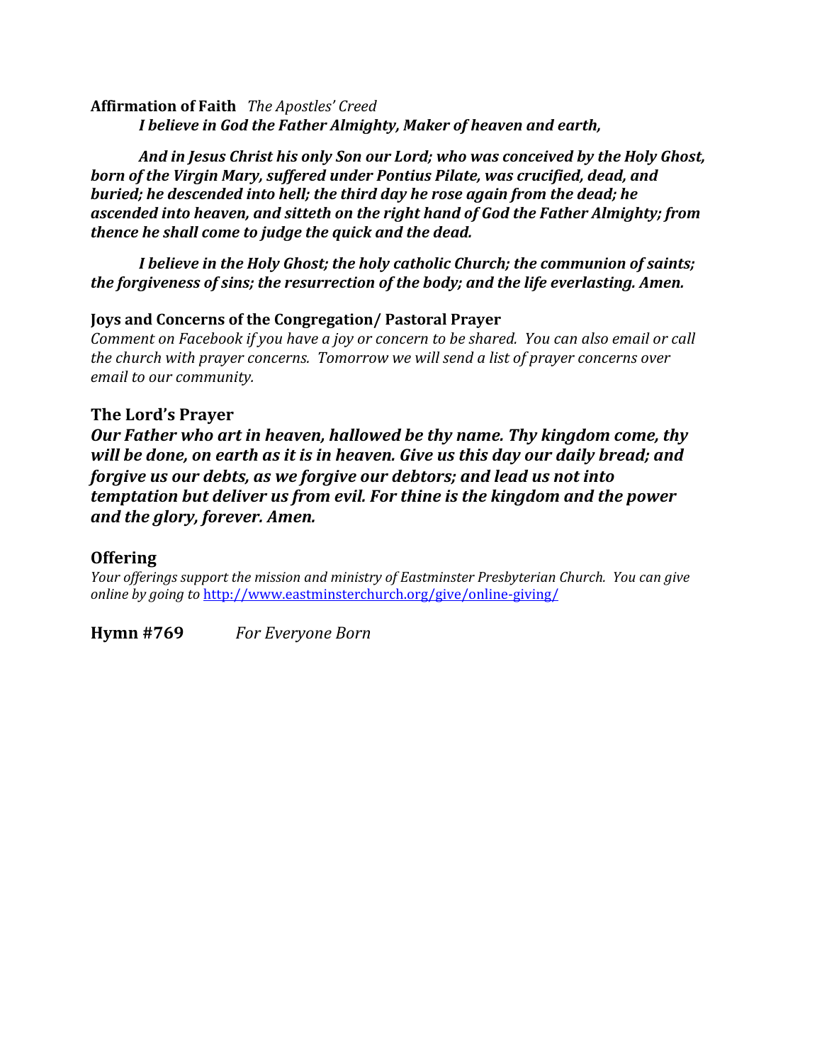**Affirmation of Faith** *The Apostles' Creed*

***I believe in God the Father Almighty, Maker of heaven and earth,***

***And in Jesus Christ his only Son our Lord; who was conceived by the Holy Ghost, born of the Virgin Mary, suffered under Pontius Pilate, was crucified, dead, and buried; he descended into hell; the third day he rose again from the dead; he ascended into heaven, and sitteth on the right hand of God the Father Almighty; from thence he shall come to judge the quick and the dead.***

***I believe in the Holy Ghost; the holy catholic Church; the communion of saints; the forgiveness of sins; the resurrection of the body; and the life everlasting. Amen.***

**Joys and Concerns of the Congregation/ Pastoral Prayer**

*Comment on Facebook if you have a joy or concern to be shared. You can also email or call the church with prayer concerns. Tomorrow we will send a list of prayer concerns over email to our community.*

## The Lord's Prayer

***Our Father who art in heaven, hallowed be thy name. Thy kingdom come, thy will be done, on earth as it is in heaven. Give us this day our daily bread; and forgive us our debts, as we forgive our debtors; and lead us not into temptation but deliver us from evil. For thine is the kingdom and the power and the glory, forever. Amen.***

## Offering

*Your offerings support the mission and ministry of Eastminster Presbyterian Church. You can give online by going to* http://www.eastminsterchurch.org/give/online-giving/

**Hymn #769** *For Everyone Born*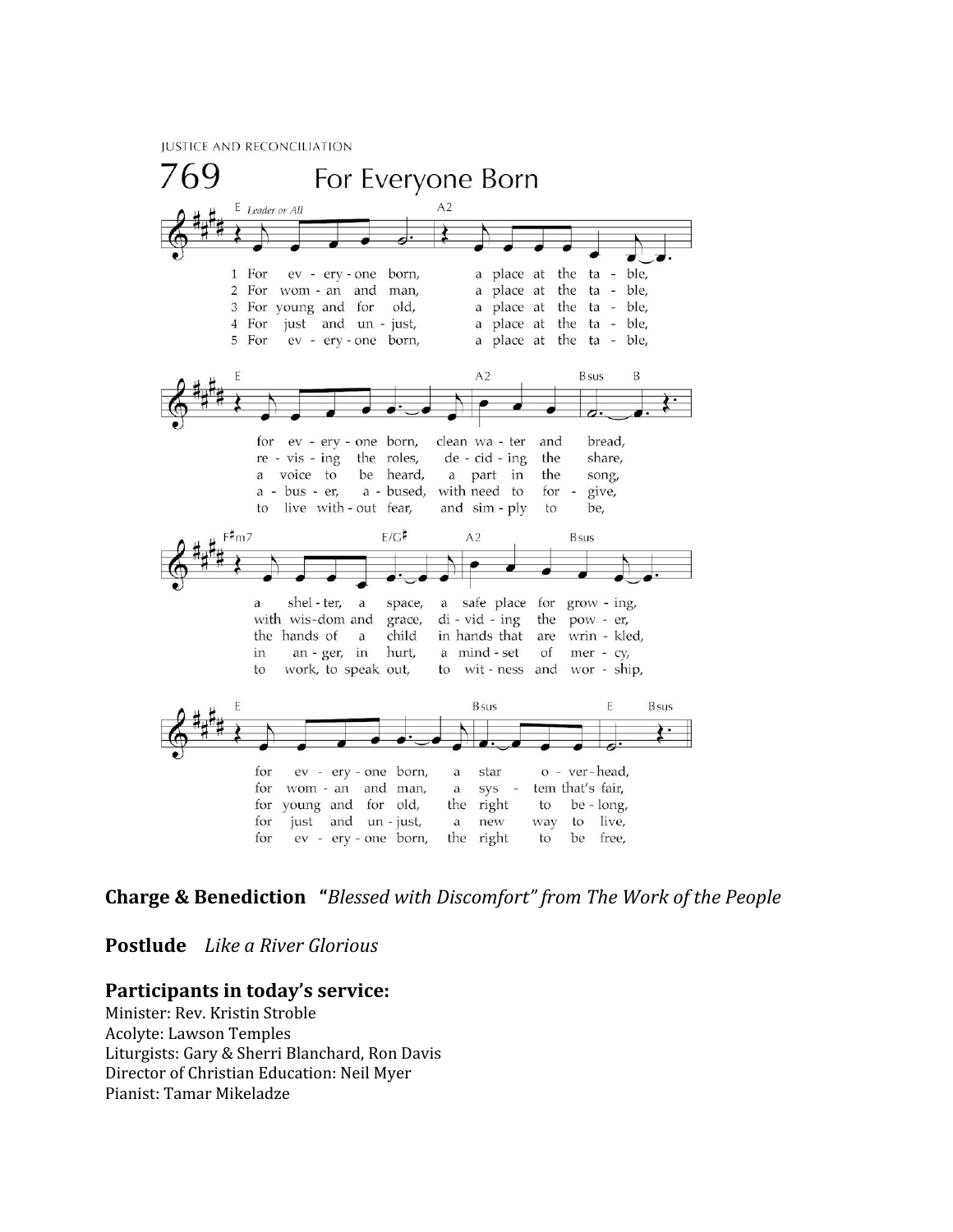JUSTICE AND RECONCILIATION

# 769 For Everyone Born

*Leader or All*

1 For everyone born, a place at the table, for everyone born, clean water and bread, a shelter, a space, a safe place for growing, for everyone born, a star overhead,

2 For woman and man, a place at the table, revising the roles, deciding the share, with wisdom and grace, dividing the power, for woman and man, a system that's fair,

3 For young and for old, a place at the table, a voice to be heard, a part in the song, the hands of a child in hands that are wrinkled, for young and for old, the right to belong,

4 For just and unjust, a place at the table, abuser, abused, with need to forgive, in anger, in hurt, a mind-set of mercy, for just and unjust, a new way to live,

5 For everyone born, a place at the table, to live without fear, and simply to be, to work, to speak out, to witness and worship, for everyone born, the right to be free,

**Charge & Benediction** **"***Blessed with Discomfort" from The Work of the People*

**Postlude** *Like a River Glorious*

## Participants in today's service:

Minister: Rev. Kristin Stroble
Acolyte: Lawson Temples
Liturgists: Gary & Sherri Blanchard, Ron Davis
Director of Christian Education: Neil Myer
Pianist: Tamar Mikeladze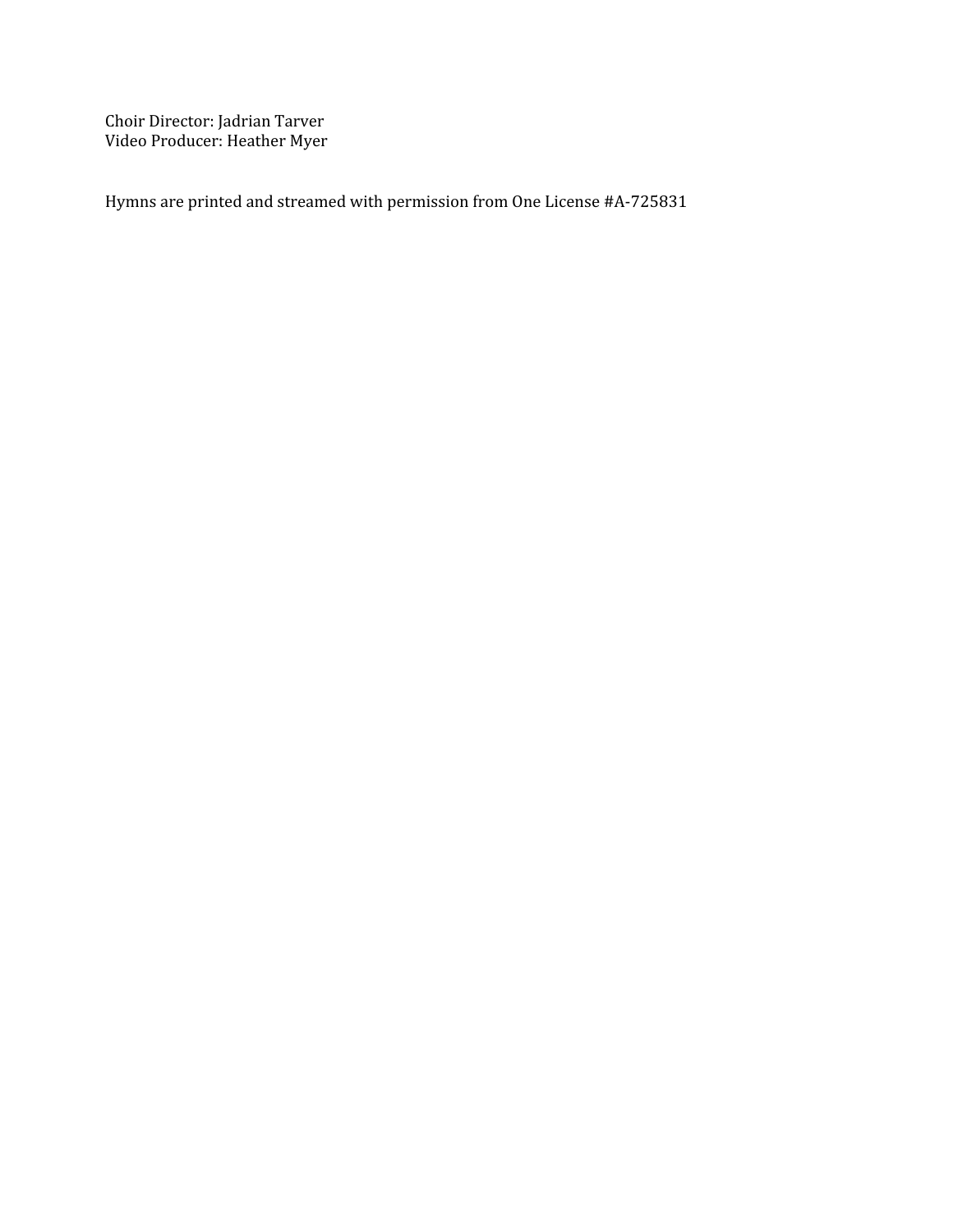Choir Director: Jadrian Tarver
Video Producer: Heather Myer

Hymns are printed and streamed with permission from One License #A-725831